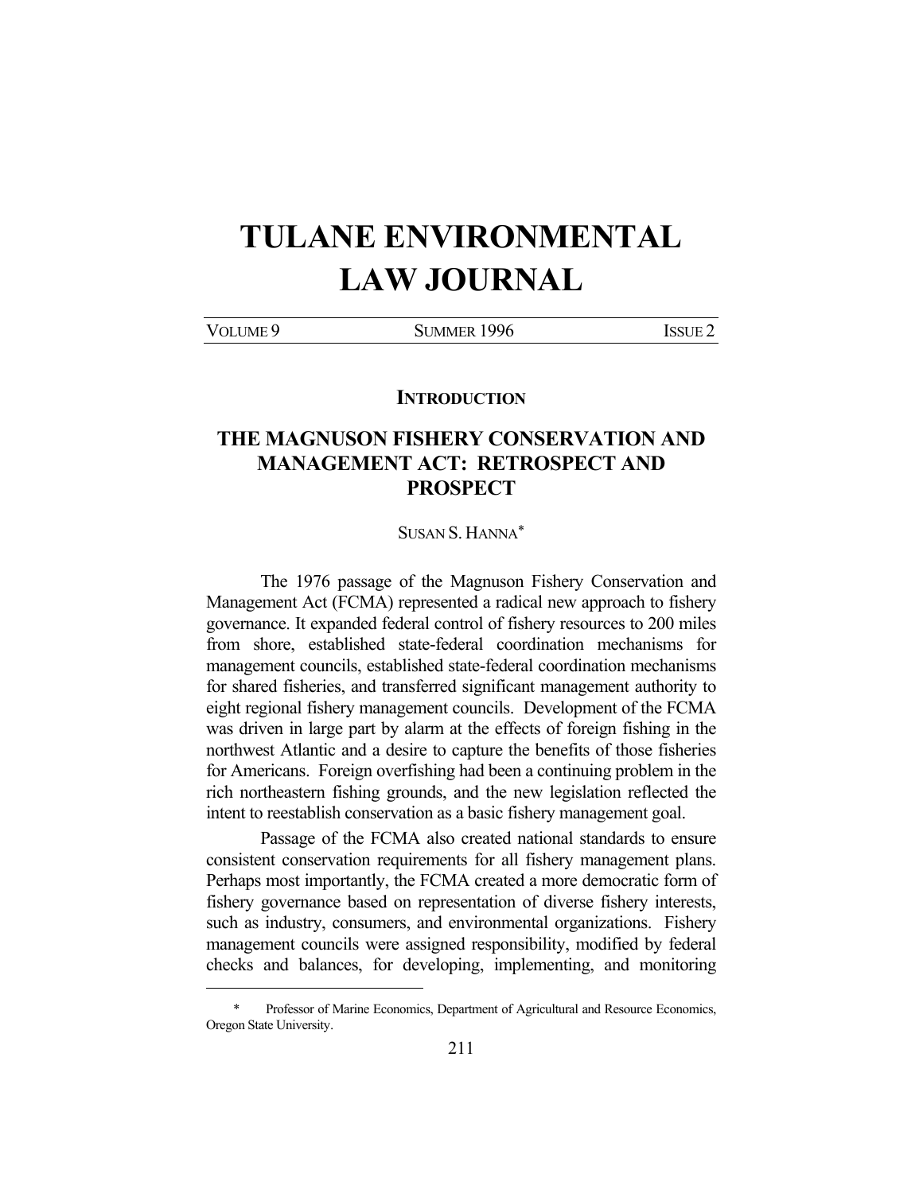# TULANE ENVIRONMENTAL LAW JOURNAL

VOLUME 9 SUMMER 1996 ISSUE 2

## INTRODUCTION

## THE MAGNUSON FISHERY CONSERVATION AND MANAGEMENT ACT: RETROSPECT AND PROSPECT

SUSAN S. HANNA*

The 1976 passage of the Magnuson Fishery Conservation and Management Act (FCMA) represented a radical new approach to fishery governance. It expanded federal control of fishery resources to 200 miles from shore, established state-federal coordination mechanisms for management councils, established state-federal coordination mechanisms for shared fisheries, and transferred significant management authority to eight regional fishery management councils. Development of the FCMA was driven in large part by alarm at the effects of foreign fishing in the northwest Atlantic and a desire to capture the benefits of those fisheries for Americans. Foreign overfishing had been a continuing problem in the rich northeastern fishing grounds, and the new legislation reflected the intent to reestablish conservation as a basic fishery management goal.

Passage of the FCMA also created national standards to ensure consistent conservation requirements for all fishery management plans. Perhaps most importantly, the FCMA created a more democratic form of fishery governance based on representation of diverse fishery interests, such as industry, consumers, and environmental organizations. Fishery management councils were assigned responsibility, modified by federal checks and balances, for developing, implementing, and monitoring

---

\* Professor of Marine Economics, Department of Agricultural and Resource Economics, Oregon State University.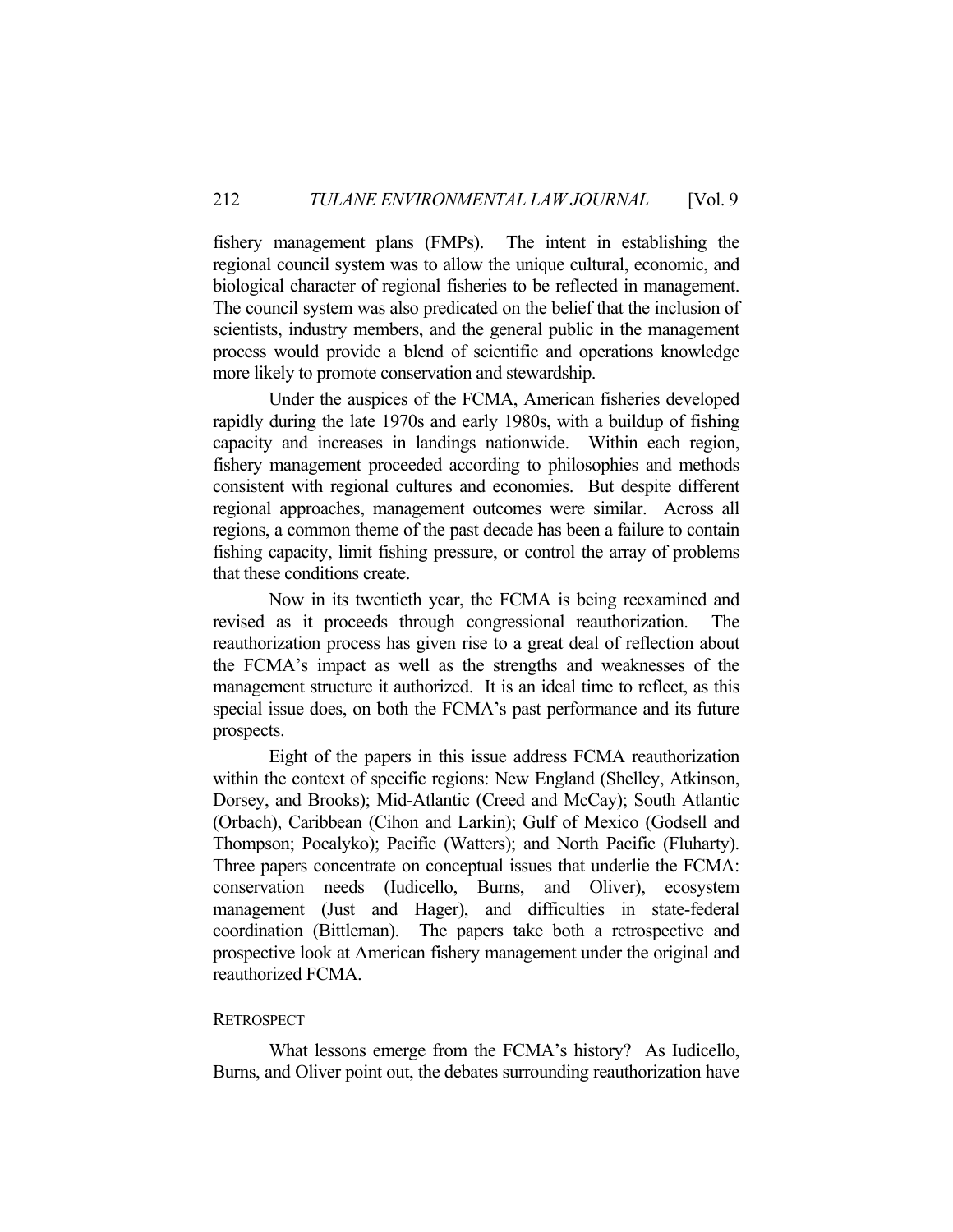fishery management plans (FMPs). The intent in establishing the regional council system was to allow the unique cultural, economic, and biological character of regional fisheries to be reflected in management. The council system was also predicated on the belief that the inclusion of scientists, industry members, and the general public in the management process would provide a blend of scientific and operations knowledge more likely to promote conservation and stewardship.

Under the auspices of the FCMA, American fisheries developed rapidly during the late 1970s and early 1980s, with a buildup of fishing capacity and increases in landings nationwide. Within each region, fishery management proceeded according to philosophies and methods consistent with regional cultures and economies. But despite different regional approaches, management outcomes were similar. Across all regions, a common theme of the past decade has been a failure to contain fishing capacity, limit fishing pressure, or control the array of problems that these conditions create.

Now in its twentieth year, the FCMA is being reexamined and revised as it proceeds through congressional reauthorization. The reauthorization process has given rise to a great deal of reflection about the FCMA's impact as well as the strengths and weaknesses of the management structure it authorized. It is an ideal time to reflect, as this special issue does, on both the FCMA's past performance and its future prospects.

Eight of the papers in this issue address FCMA reauthorization within the context of specific regions: New England (Shelley, Atkinson, Dorsey, and Brooks); Mid-Atlantic (Creed and McCay); South Atlantic (Orbach), Caribbean (Cihon and Larkin); Gulf of Mexico (Godsell and Thompson; Pocalyko); Pacific (Watters); and North Pacific (Fluharty). Three papers concentrate on conceptual issues that underlie the FCMA: conservation needs (Iudicello, Burns, and Oliver), ecosystem management (Just and Hager), and difficulties in state-federal coordination (Bittleman). The papers take both a retrospective and prospective look at American fishery management under the original and reauthorized FCMA.

## RETROSPECT

What lessons emerge from the FCMA's history? As Iudicello, Burns, and Oliver point out, the debates surrounding reauthorization have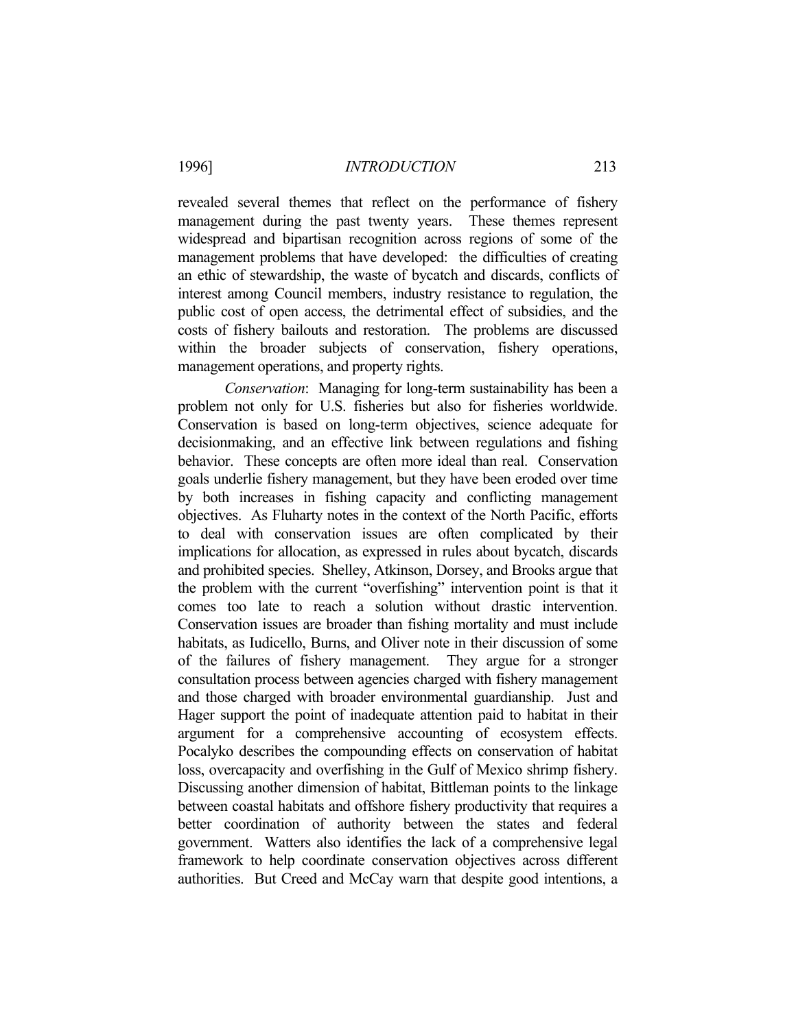revealed several themes that reflect on the performance of fishery management during the past twenty years. These themes represent widespread and bipartisan recognition across regions of some of the management problems that have developed: the difficulties of creating an ethic of stewardship, the waste of bycatch and discards, conflicts of interest among Council members, industry resistance to regulation, the public cost of open access, the detrimental effect of subsidies, and the costs of fishery bailouts and restoration. The problems are discussed within the broader subjects of conservation, fishery operations, management operations, and property rights.

*Conservation*: Managing for long-term sustainability has been a problem not only for U.S. fisheries but also for fisheries worldwide. Conservation is based on long-term objectives, science adequate for decisionmaking, and an effective link between regulations and fishing behavior. These concepts are often more ideal than real. Conservation goals underlie fishery management, but they have been eroded over time by both increases in fishing capacity and conflicting management objectives. As Fluharty notes in the context of the North Pacific, efforts to deal with conservation issues are often complicated by their implications for allocation, as expressed in rules about bycatch, discards and prohibited species. Shelley, Atkinson, Dorsey, and Brooks argue that the problem with the current "overfishing" intervention point is that it comes too late to reach a solution without drastic intervention. Conservation issues are broader than fishing mortality and must include habitats, as Iudicello, Burns, and Oliver note in their discussion of some of the failures of fishery management. They argue for a stronger consultation process between agencies charged with fishery management and those charged with broader environmental guardianship. Just and Hager support the point of inadequate attention paid to habitat in their argument for a comprehensive accounting of ecosystem effects. Pocalyko describes the compounding effects on conservation of habitat loss, overcapacity and overfishing in the Gulf of Mexico shrimp fishery. Discussing another dimension of habitat, Bittleman points to the linkage between coastal habitats and offshore fishery productivity that requires a better coordination of authority between the states and federal government. Watters also identifies the lack of a comprehensive legal framework to help coordinate conservation objectives across different authorities. But Creed and McCay warn that despite good intentions, a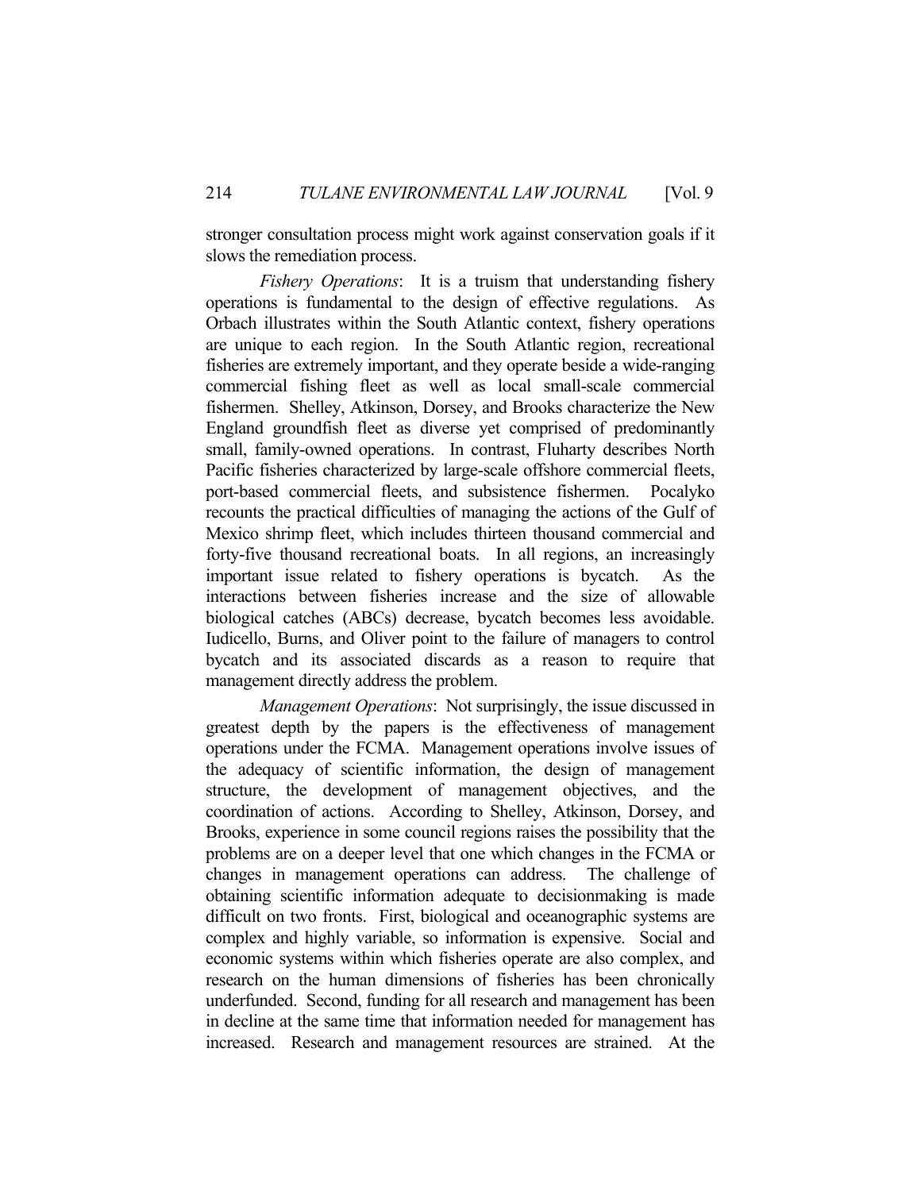stronger consultation process might work against conservation goals if it slows the remediation process.

*Fishery Operations*: It is a truism that understanding fishery operations is fundamental to the design of effective regulations. As Orbach illustrates within the South Atlantic context, fishery operations are unique to each region. In the South Atlantic region, recreational fisheries are extremely important, and they operate beside a wide-ranging commercial fishing fleet as well as local small-scale commercial fishermen. Shelley, Atkinson, Dorsey, and Brooks characterize the New England groundfish fleet as diverse yet comprised of predominantly small, family-owned operations. In contrast, Fluharty describes North Pacific fisheries characterized by large-scale offshore commercial fleets, port-based commercial fleets, and subsistence fishermen. Pocalyko recounts the practical difficulties of managing the actions of the Gulf of Mexico shrimp fleet, which includes thirteen thousand commercial and forty-five thousand recreational boats. In all regions, an increasingly important issue related to fishery operations is bycatch. As the interactions between fisheries increase and the size of allowable biological catches (ABCs) decrease, bycatch becomes less avoidable. Iudicello, Burns, and Oliver point to the failure of managers to control bycatch and its associated discards as a reason to require that management directly address the problem.

*Management Operations*: Not surprisingly, the issue discussed in greatest depth by the papers is the effectiveness of management operations under the FCMA. Management operations involve issues of the adequacy of scientific information, the design of management structure, the development of management objectives, and the coordination of actions. According to Shelley, Atkinson, Dorsey, and Brooks, experience in some council regions raises the possibility that the problems are on a deeper level that one which changes in the FCMA or changes in management operations can address. The challenge of obtaining scientific information adequate to decisionmaking is made difficult on two fronts. First, biological and oceanographic systems are complex and highly variable, so information is expensive. Social and economic systems within which fisheries operate are also complex, and research on the human dimensions of fisheries has been chronically underfunded. Second, funding for all research and management has been in decline at the same time that information needed for management has increased. Research and management resources are strained. At the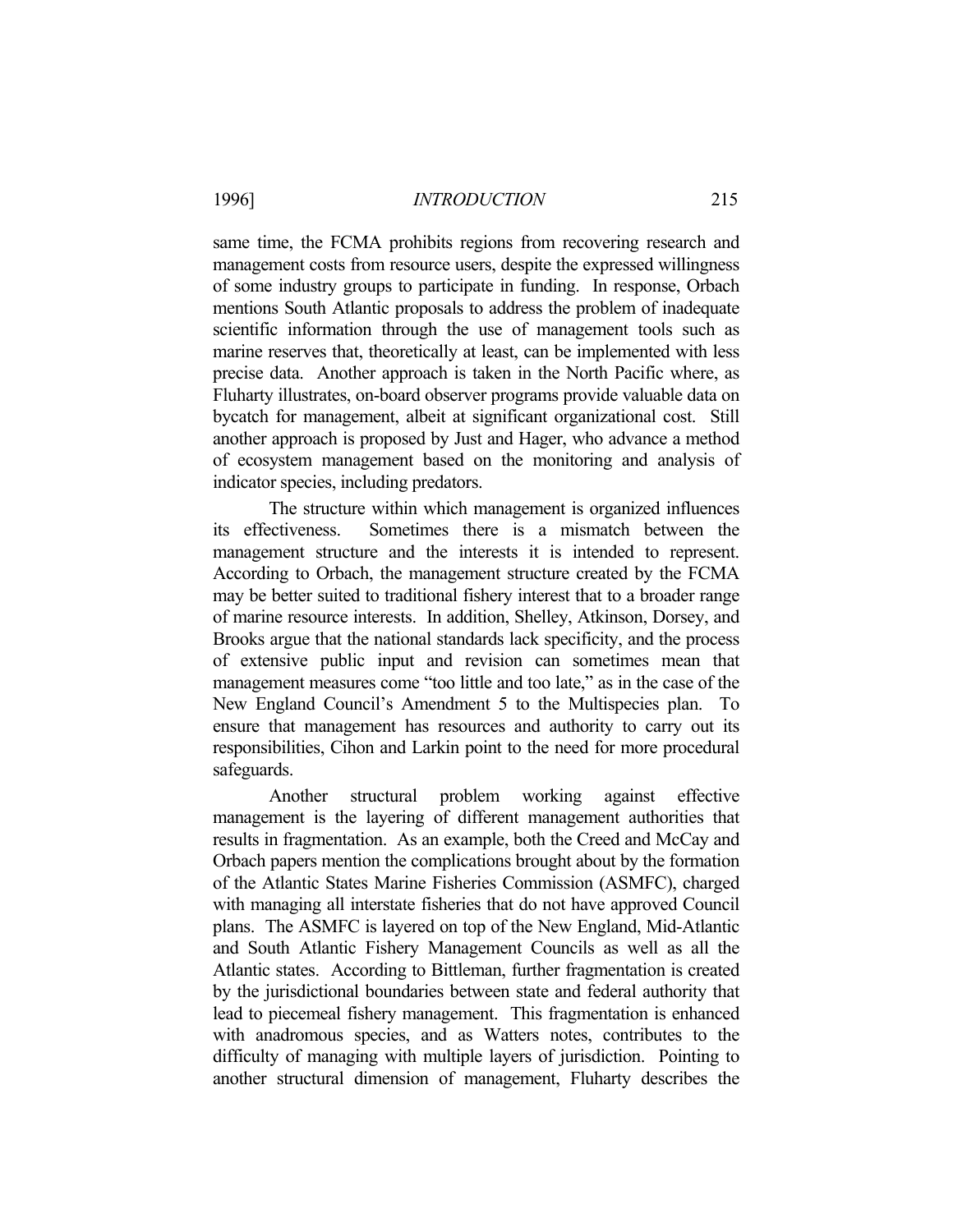same time, the FCMA prohibits regions from recovering research and management costs from resource users, despite the expressed willingness of some industry groups to participate in funding. In response, Orbach mentions South Atlantic proposals to address the problem of inadequate scientific information through the use of management tools such as marine reserves that, theoretically at least, can be implemented with less precise data. Another approach is taken in the North Pacific where, as Fluharty illustrates, on-board observer programs provide valuable data on bycatch for management, albeit at significant organizational cost. Still another approach is proposed by Just and Hager, who advance a method of ecosystem management based on the monitoring and analysis of indicator species, including predators.

The structure within which management is organized influences its effectiveness. Sometimes there is a mismatch between the management structure and the interests it is intended to represent. According to Orbach, the management structure created by the FCMA may be better suited to traditional fishery interest that to a broader range of marine resource interests. In addition, Shelley, Atkinson, Dorsey, and Brooks argue that the national standards lack specificity, and the process of extensive public input and revision can sometimes mean that management measures come "too little and too late," as in the case of the New England Council's Amendment 5 to the Multispecies plan. To ensure that management has resources and authority to carry out its responsibilities, Cihon and Larkin point to the need for more procedural safeguards.

Another structural problem working against effective management is the layering of different management authorities that results in fragmentation. As an example, both the Creed and McCay and Orbach papers mention the complications brought about by the formation of the Atlantic States Marine Fisheries Commission (ASMFC), charged with managing all interstate fisheries that do not have approved Council plans. The ASMFC is layered on top of the New England, Mid-Atlantic and South Atlantic Fishery Management Councils as well as all the Atlantic states. According to Bittleman, further fragmentation is created by the jurisdictional boundaries between state and federal authority that lead to piecemeal fishery management. This fragmentation is enhanced with anadromous species, and as Watters notes, contributes to the difficulty of managing with multiple layers of jurisdiction. Pointing to another structural dimension of management, Fluharty describes the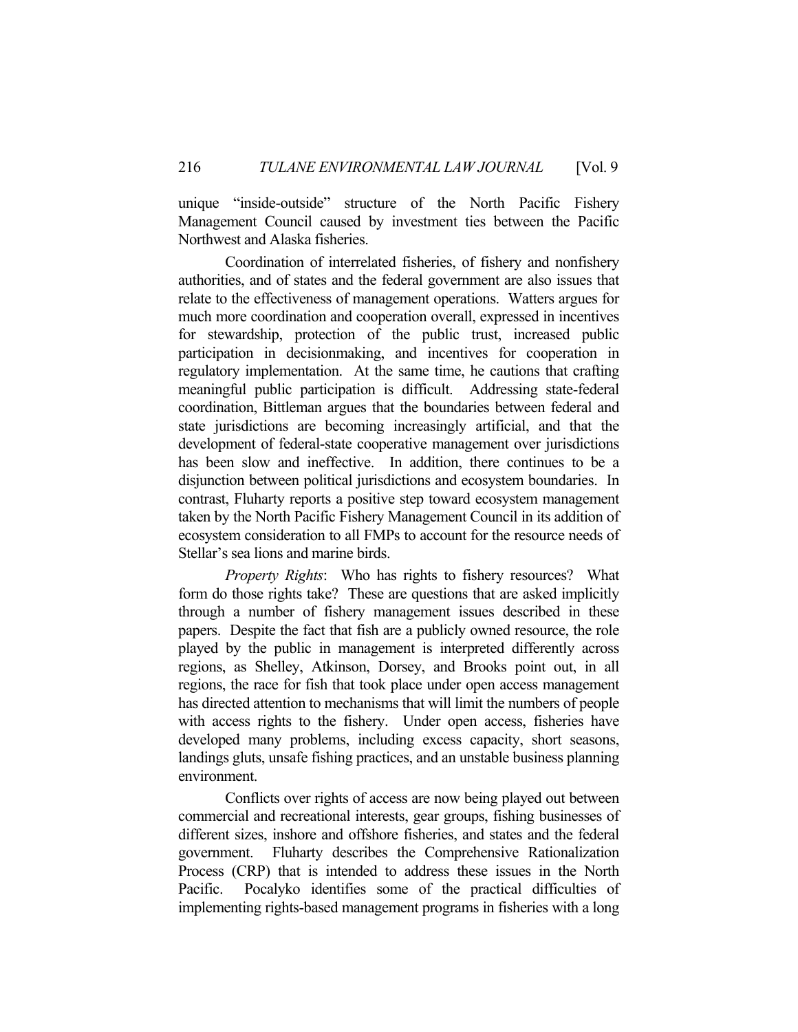unique "inside-outside" structure of the North Pacific Fishery Management Council caused by investment ties between the Pacific Northwest and Alaska fisheries.

Coordination of interrelated fisheries, of fishery and nonfishery authorities, and of states and the federal government are also issues that relate to the effectiveness of management operations. Watters argues for much more coordination and cooperation overall, expressed in incentives for stewardship, protection of the public trust, increased public participation in decisionmaking, and incentives for cooperation in regulatory implementation. At the same time, he cautions that crafting meaningful public participation is difficult. Addressing state-federal coordination, Bittleman argues that the boundaries between federal and state jurisdictions are becoming increasingly artificial, and that the development of federal-state cooperative management over jurisdictions has been slow and ineffective. In addition, there continues to be a disjunction between political jurisdictions and ecosystem boundaries. In contrast, Fluharty reports a positive step toward ecosystem management taken by the North Pacific Fishery Management Council in its addition of ecosystem consideration to all FMPs to account for the resource needs of Stellar's sea lions and marine birds.

*Property Rights*: Who has rights to fishery resources? What form do those rights take? These are questions that are asked implicitly through a number of fishery management issues described in these papers. Despite the fact that fish are a publicly owned resource, the role played by the public in management is interpreted differently across regions, as Shelley, Atkinson, Dorsey, and Brooks point out, in all regions, the race for fish that took place under open access management has directed attention to mechanisms that will limit the numbers of people with access rights to the fishery. Under open access, fisheries have developed many problems, including excess capacity, short seasons, landings gluts, unsafe fishing practices, and an unstable business planning environment.

Conflicts over rights of access are now being played out between commercial and recreational interests, gear groups, fishing businesses of different sizes, inshore and offshore fisheries, and states and the federal government. Fluharty describes the Comprehensive Rationalization Process (CRP) that is intended to address these issues in the North Pacific. Pocalyko identifies some of the practical difficulties of implementing rights-based management programs in fisheries with a long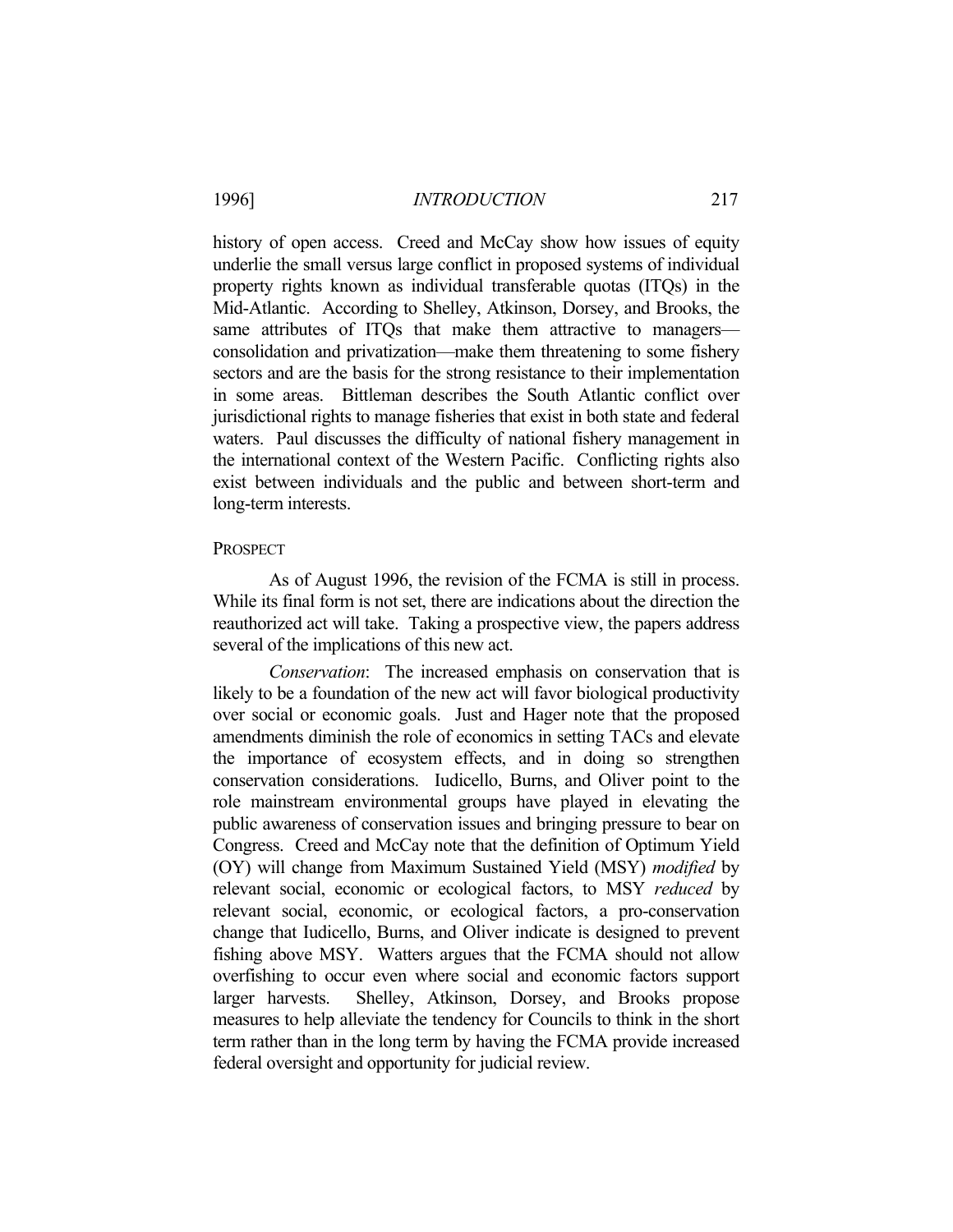history of open access. Creed and McCay show how issues of equity underlie the small versus large conflict in proposed systems of individual property rights known as individual transferable quotas (ITQs) in the Mid-Atlantic. According to Shelley, Atkinson, Dorsey, and Brooks, the same attributes of ITQs that make them attractive to managers—consolidation and privatization—make them threatening to some fishery sectors and are the basis for the strong resistance to their implementation in some areas. Bittleman describes the South Atlantic conflict over jurisdictional rights to manage fisheries that exist in both state and federal waters. Paul discusses the difficulty of national fishery management in the international context of the Western Pacific. Conflicting rights also exist between individuals and the public and between short-term and long-term interests.

## PROSPECT

As of August 1996, the revision of the FCMA is still in process. While its final form is not set, there are indications about the direction the reauthorized act will take. Taking a prospective view, the papers address several of the implications of this new act.

*Conservation*: The increased emphasis on conservation that is likely to be a foundation of the new act will favor biological productivity over social or economic goals. Just and Hager note that the proposed amendments diminish the role of economics in setting TACs and elevate the importance of ecosystem effects, and in doing so strengthen conservation considerations. Iudicello, Burns, and Oliver point to the role mainstream environmental groups have played in elevating the public awareness of conservation issues and bringing pressure to bear on Congress. Creed and McCay note that the definition of Optimum Yield (OY) will change from Maximum Sustained Yield (MSY) *modified* by relevant social, economic or ecological factors, to MSY *reduced* by relevant social, economic, or ecological factors, a pro-conservation change that Iudicello, Burns, and Oliver indicate is designed to prevent fishing above MSY. Watters argues that the FCMA should not allow overfishing to occur even where social and economic factors support larger harvests. Shelley, Atkinson, Dorsey, and Brooks propose measures to help alleviate the tendency for Councils to think in the short term rather than in the long term by having the FCMA provide increased federal oversight and opportunity for judicial review.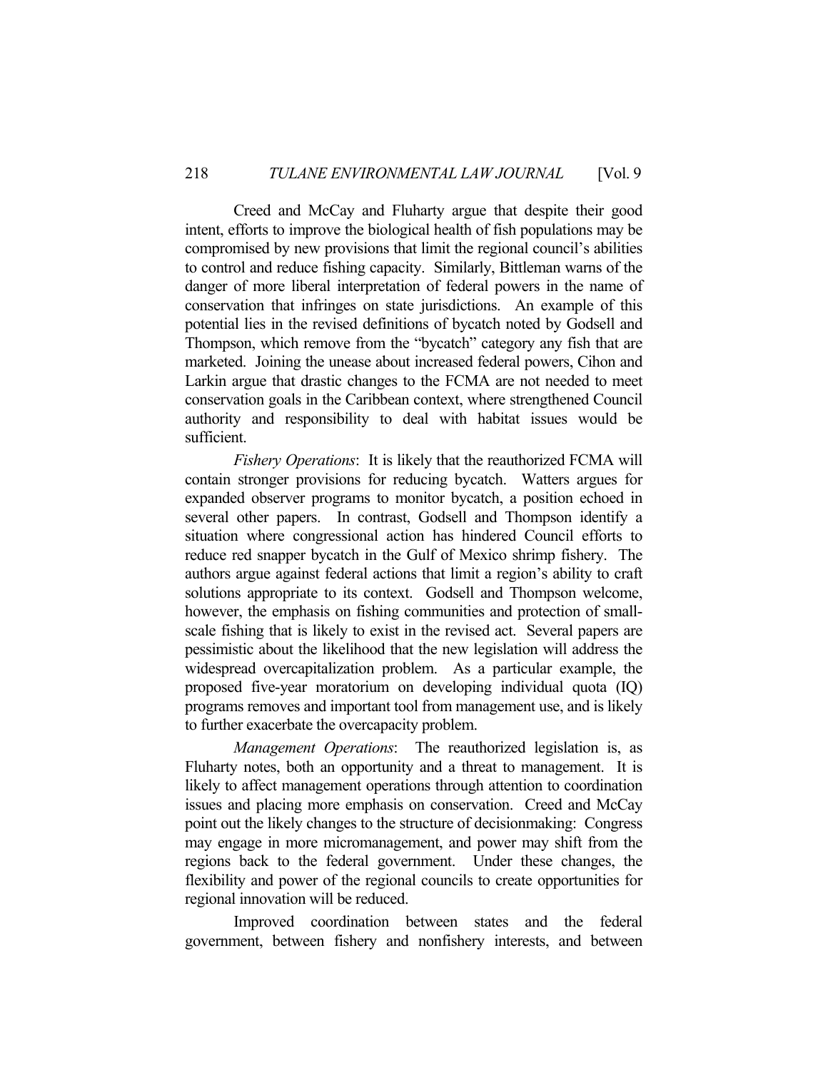Creed and McCay and Fluharty argue that despite their good intent, efforts to improve the biological health of fish populations may be compromised by new provisions that limit the regional council's abilities to control and reduce fishing capacity. Similarly, Bittleman warns of the danger of more liberal interpretation of federal powers in the name of conservation that infringes on state jurisdictions. An example of this potential lies in the revised definitions of bycatch noted by Godsell and Thompson, which remove from the "bycatch" category any fish that are marketed. Joining the unease about increased federal powers, Cihon and Larkin argue that drastic changes to the FCMA are not needed to meet conservation goals in the Caribbean context, where strengthened Council authority and responsibility to deal with habitat issues would be sufficient.

*Fishery Operations*: It is likely that the reauthorized FCMA will contain stronger provisions for reducing bycatch. Watters argues for expanded observer programs to monitor bycatch, a position echoed in several other papers. In contrast, Godsell and Thompson identify a situation where congressional action has hindered Council efforts to reduce red snapper bycatch in the Gulf of Mexico shrimp fishery. The authors argue against federal actions that limit a region's ability to craft solutions appropriate to its context. Godsell and Thompson welcome, however, the emphasis on fishing communities and protection of small-scale fishing that is likely to exist in the revised act. Several papers are pessimistic about the likelihood that the new legislation will address the widespread overcapitalization problem. As a particular example, the proposed five-year moratorium on developing individual quota (IQ) programs removes and important tool from management use, and is likely to further exacerbate the overcapacity problem.

*Management Operations*: The reauthorized legislation is, as Fluharty notes, both an opportunity and a threat to management. It is likely to affect management operations through attention to coordination issues and placing more emphasis on conservation. Creed and McCay point out the likely changes to the structure of decisionmaking: Congress may engage in more micromanagement, and power may shift from the regions back to the federal government. Under these changes, the flexibility and power of the regional councils to create opportunities for regional innovation will be reduced.

Improved coordination between states and the federal government, between fishery and nonfishery interests, and between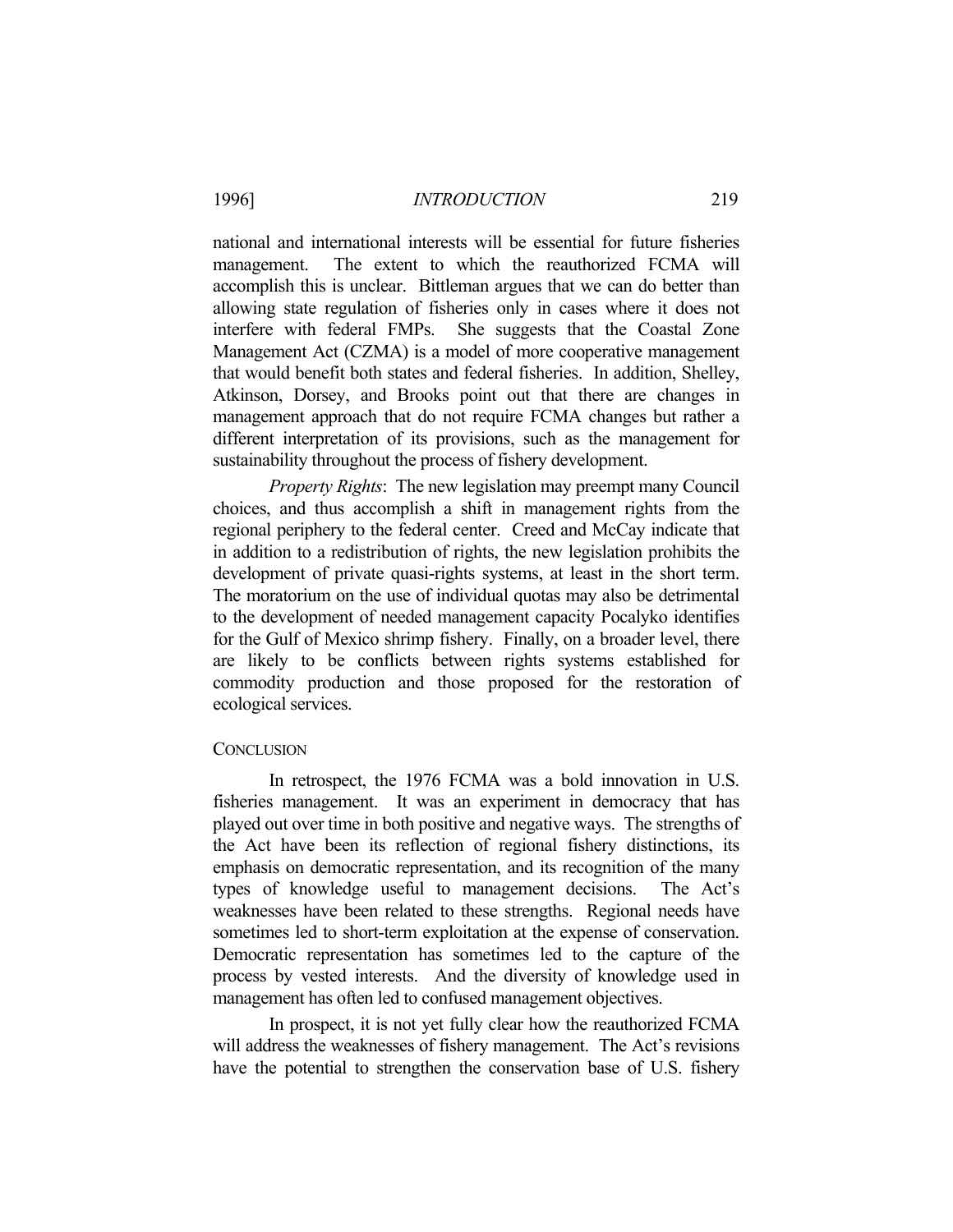national and international interests will be essential for future fisheries management. The extent to which the reauthorized FCMA will accomplish this is unclear. Bittleman argues that we can do better than allowing state regulation of fisheries only in cases where it does not interfere with federal FMPs. She suggests that the Coastal Zone Management Act (CZMA) is a model of more cooperative management that would benefit both states and federal fisheries. In addition, Shelley, Atkinson, Dorsey, and Brooks point out that there are changes in management approach that do not require FCMA changes but rather a different interpretation of its provisions, such as the management for sustainability throughout the process of fishery development.

*Property Rights*: The new legislation may preempt many Council choices, and thus accomplish a shift in management rights from the regional periphery to the federal center. Creed and McCay indicate that in addition to a redistribution of rights, the new legislation prohibits the development of private quasi-rights systems, at least in the short term. The moratorium on the use of individual quotas may also be detrimental to the development of needed management capacity Pocalyko identifies for the Gulf of Mexico shrimp fishery. Finally, on a broader level, there are likely to be conflicts between rights systems established for commodity production and those proposed for the restoration of ecological services.

## CONCLUSION

In retrospect, the 1976 FCMA was a bold innovation in U.S. fisheries management. It was an experiment in democracy that has played out over time in both positive and negative ways. The strengths of the Act have been its reflection of regional fishery distinctions, its emphasis on democratic representation, and its recognition of the many types of knowledge useful to management decisions. The Act's weaknesses have been related to these strengths. Regional needs have sometimes led to short-term exploitation at the expense of conservation. Democratic representation has sometimes led to the capture of the process by vested interests. And the diversity of knowledge used in management has often led to confused management objectives.

In prospect, it is not yet fully clear how the reauthorized FCMA will address the weaknesses of fishery management. The Act's revisions have the potential to strengthen the conservation base of U.S. fishery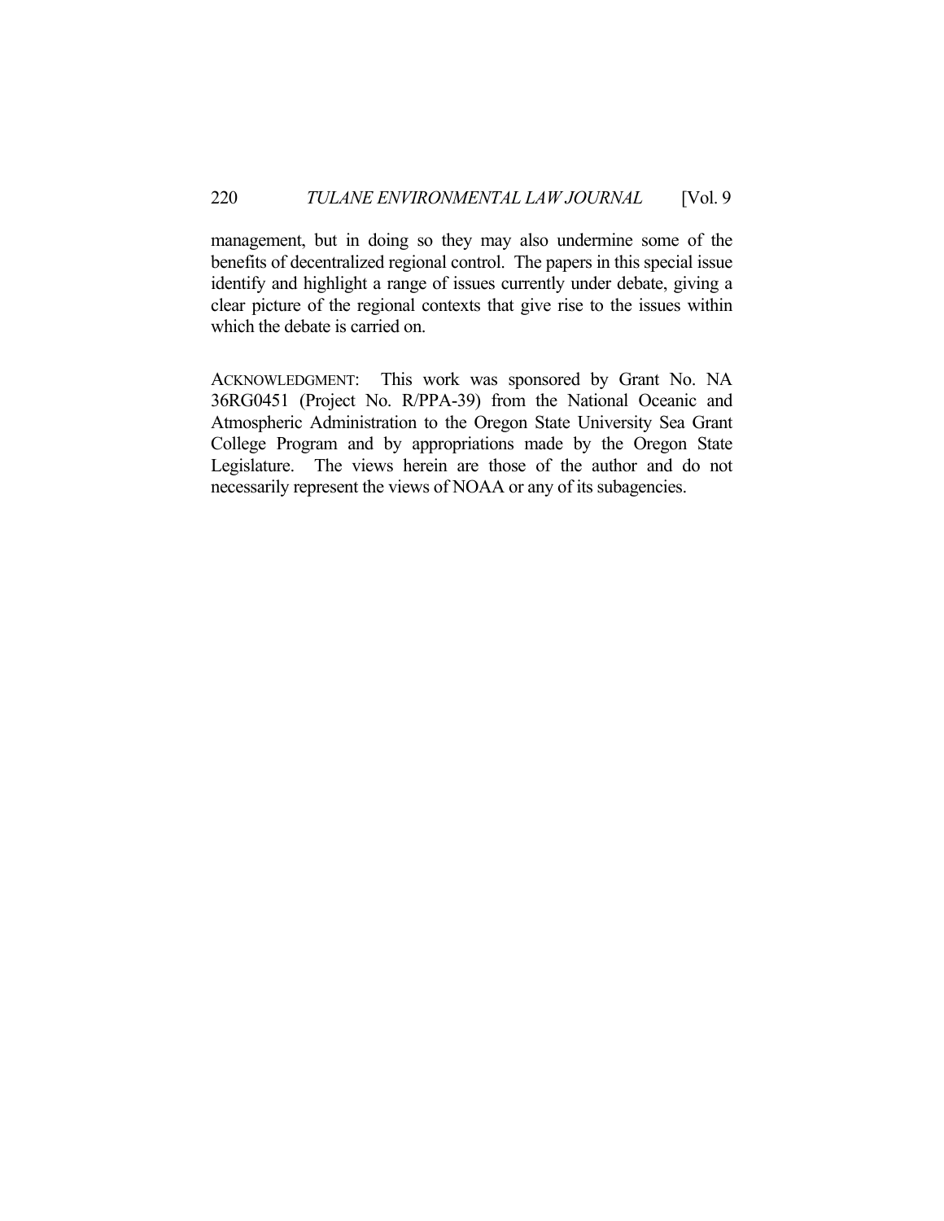management, but in doing so they may also undermine some of the benefits of decentralized regional control. The papers in this special issue identify and highlight a range of issues currently under debate, giving a clear picture of the regional contexts that give rise to the issues within which the debate is carried on.

ACKNOWLEDGMENT: This work was sponsored by Grant No. NA 36RG0451 (Project No. R/PPA-39) from the National Oceanic and Atmospheric Administration to the Oregon State University Sea Grant College Program and by appropriations made by the Oregon State Legislature. The views herein are those of the author and do not necessarily represent the views of NOAA or any of its subagencies.